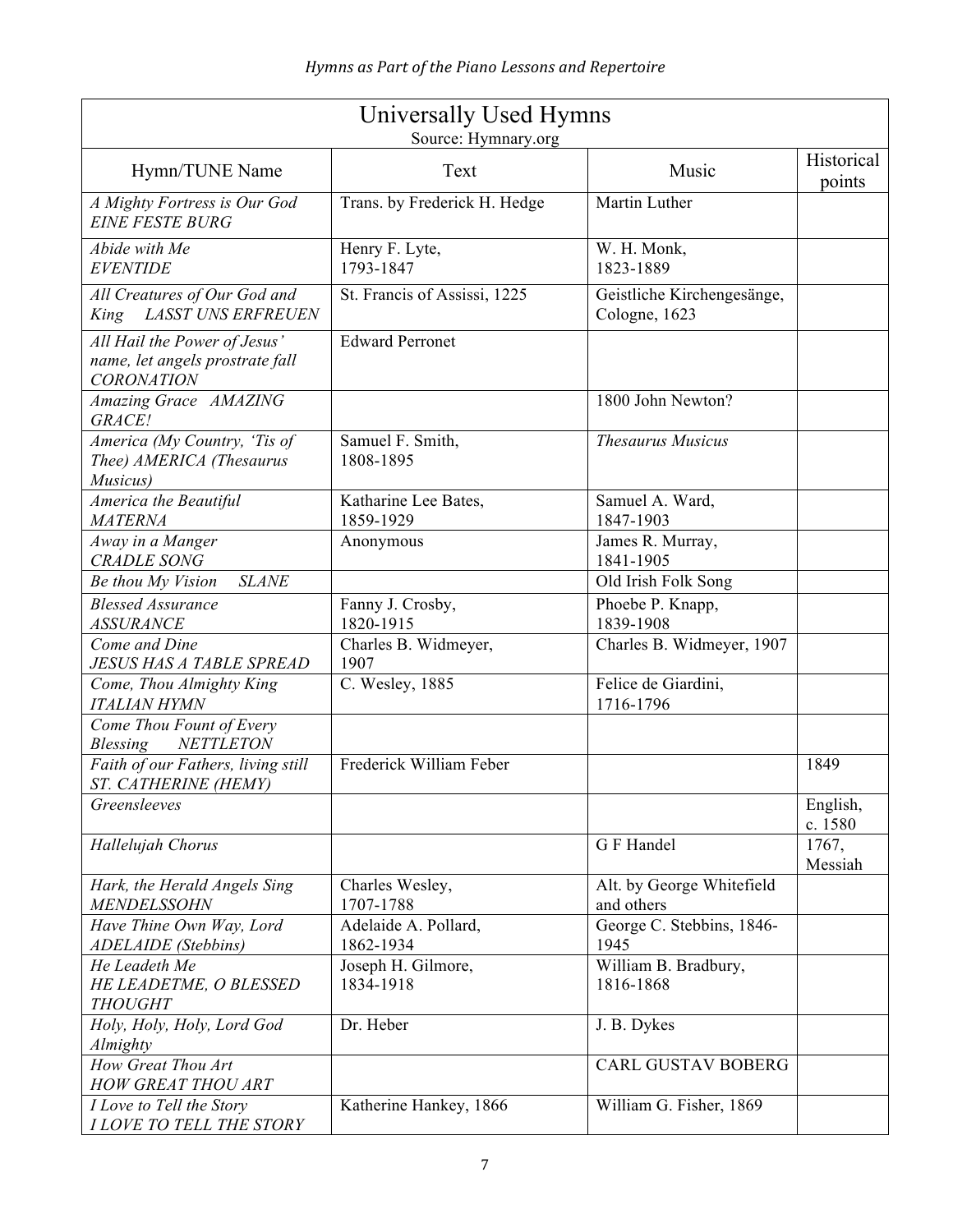| Universally Used Hymns<br>Source: Hymnary.org | | | |
|---|---|---|---|
| Hymn/TUNE Name | Text | Music | Historical points |
| *A Mighty Fortress is Our God EINE FESTE BURG* | Trans. by Frederick H. Hedge | Martin Luther | |
| *Abide with Me EVENTIDE* | Henry F. Lyte, 1793-1847 | W. H. Monk, 1823-1889 | |
| *All Creatures of Our God and King LASST UNS ERFREUEN* | St. Francis of Assissi, 1225 | Geistliche Kirchengesänge, Cologne, 1623 | |
| *All Hail the Power of Jesus' name, let angels prostrate fall CORONATION* | Edward Perronet | | |
| *Amazing Grace AMAZING GRACE!* | | 1800 John Newton? | |
| *America (My Country, 'Tis of Thee) AMERICA (Thesaurus Musicus)* | Samuel F. Smith, 1808-1895 | *Thesaurus Musicus* | |
| *America the Beautiful MATERNA* | Katharine Lee Bates, 1859-1929 | Samuel A. Ward, 1847-1903 | |
| *Away in a Manger CRADLE SONG* | Anonymous | James R. Murray, 1841-1905 | |
| *Be thou My Vision SLANE* | | Old Irish Folk Song | |
| *Blessed Assurance ASSURANCE* | Fanny J. Crosby, 1820-1915 | Phoebe P. Knapp, 1839-1908 | |
| *Come and Dine JESUS HAS A TABLE SPREAD* | Charles B. Widmeyer, 1907 | Charles B. Widmeyer, 1907 | |
| *Come, Thou Almighty King ITALIAN HYMN* | C. Wesley, 1885 | Felice de Giardini, 1716-1796 | |
| *Come Thou Fount of Every Blessing NETTLETON* | | | |
| *Faith of our Fathers, living still ST. CATHERINE (HEMY)* | Frederick William Feber | | 1849 |
| *Greensleeves* | | | English, c. 1580 |
| *Hallelujah Chorus* | | G F Handel | 1767, Messiah |
| *Hark, the Herald Angels Sing MENDELSSOHN* | Charles Wesley, 1707-1788 | Alt. by George Whitefield and others | |
| *Have Thine Own Way, Lord ADELAIDE (Stebbins)* | Adelaide A. Pollard, 1862-1934 | George C. Stebbins, 1846-1945 | |
| *He Leadeth Me HE LEADETME, O BLESSED THOUGHT* | Joseph H. Gilmore, 1834-1918 | William B. Bradbury, 1816-1868 | |
| *Holy, Holy, Holy, Lord God Almighty* | Dr. Heber | J. B. Dykes | |
| *How Great Thou Art HOW GREAT THOU ART* | | CARL GUSTAV BOBERG | |
| *I Love to Tell the Story I LOVE TO TELL THE STORY* | Katherine Hankey, 1866 | William G. Fisher, 1869 | |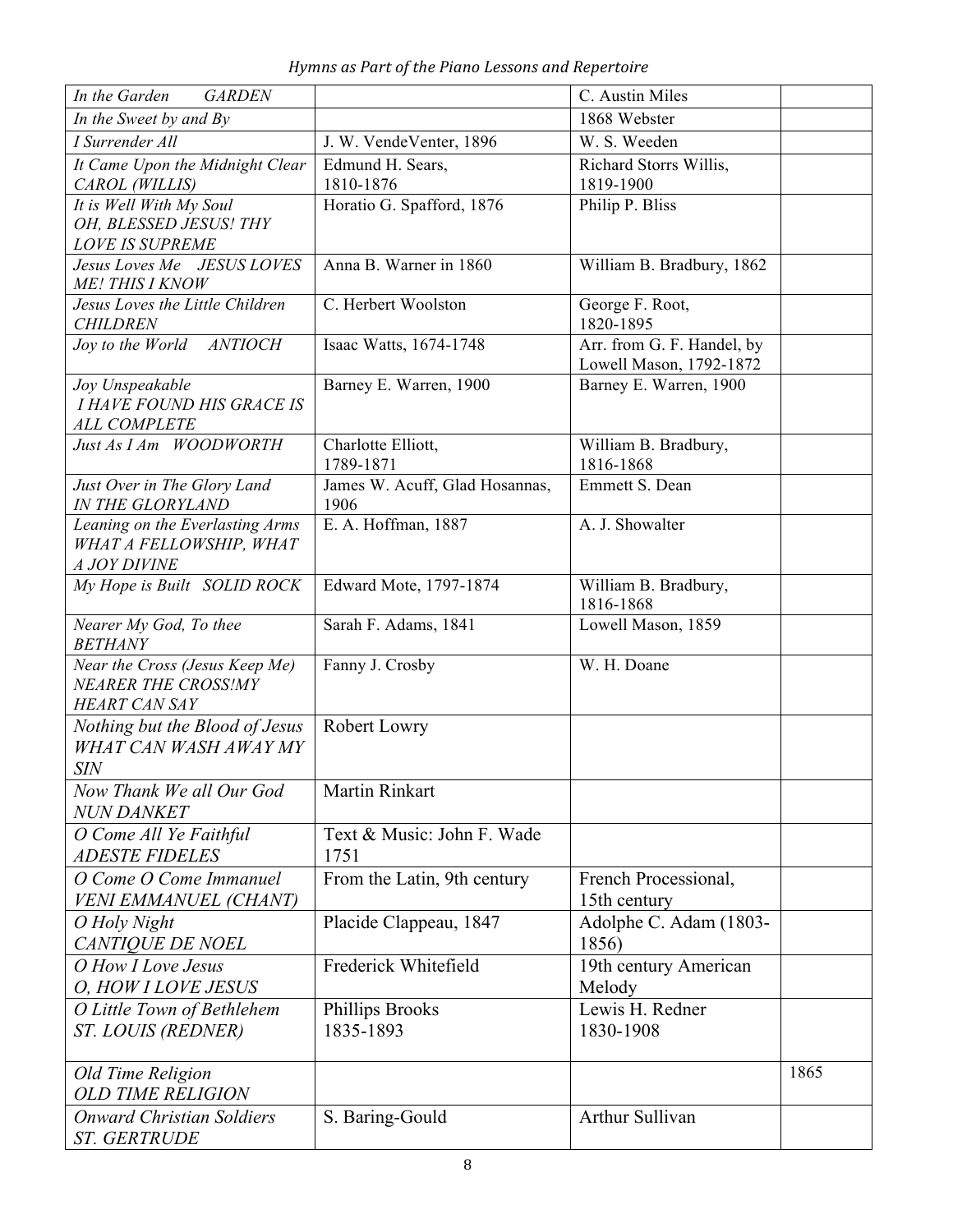| | | | |
|---|---|---|---|
| *In the Garden GARDEN* | | C. Austin Miles | |
| *In the Sweet by and By* | | 1868 Webster | |
| *I Surrender All* | J. W. VendeVenter, 1896 | W. S. Weeden | |
| *It Came Upon the Midnight Clear CAROL (WILLIS)* | Edmund H. Sears, 1810-1876 | Richard Storrs Willis, 1819-1900 | |
| *It is Well With My Soul OH, BLESSED JESUS! THY LOVE IS SUPREME* | Horatio G. Spafford, 1876 | Philip P. Bliss | |
| *Jesus Loves Me JESUS LOVES ME! THIS I KNOW* | Anna B. Warner in 1860 | William B. Bradbury, 1862 | |
| *Jesus Loves the Little Children CHILDREN* | C. Herbert Woolston | George F. Root, 1820-1895 | |
| *Joy to the World ANTIOCH* | Isaac Watts, 1674-1748 | Arr. from G. F. Handel, by Lowell Mason, 1792-1872 | |
| *Joy Unspeakable I HAVE FOUND HIS GRACE IS ALL COMPLETE* | Barney E. Warren, 1900 | Barney E. Warren, 1900 | |
| *Just As I Am WOODWORTH* | Charlotte Elliott, 1789-1871 | William B. Bradbury, 1816-1868 | |
| *Just Over in The Glory Land IN THE GLORYLAND* | James W. Acuff, Glad Hosannas, 1906 | Emmett S. Dean | |
| *Leaning on the Everlasting Arms WHAT A FELLOWSHIP, WHAT A JOY DIVINE* | E. A. Hoffman, 1887 | A. J. Showalter | |
| *My Hope is Built SOLID ROCK* | Edward Mote, 1797-1874 | William B. Bradbury, 1816-1868 | |
| *Nearer My God, To thee BETHANY* | Sarah F. Adams, 1841 | Lowell Mason, 1859 | |
| *Near the Cross (Jesus Keep Me) NEARER THE CROSS!MY HEART CAN SAY* | Fanny J. Crosby | W. H. Doane | |
| *Nothing but the Blood of Jesus WHAT CAN WASH AWAY MY SIN* | Robert Lowry | | |
| *Now Thank We all Our God NUN DANKET* | Martin Rinkart | | |
| *O Come All Ye Faithful ADESTE FIDELES* | Text & Music: John F. Wade 1751 | | |
| *O Come O Come Immanuel VENI EMMANUEL (CHANT)* | From the Latin, 9th century | French Processional, 15th century | |
| *O Holy Night CANTIQUE DE NOEL* | Placide Clappeau, 1847 | Adolphe C. Adam (1803-1856) | |
| *O How I Love Jesus O, HOW I LOVE JESUS* | Frederick Whitefield | 19th century American Melody | |
| *O Little Town of Bethlehem ST. LOUIS (REDNER)* | Phillips Brooks 1835-1893 | Lewis H. Redner 1830-1908 | |
| *Old Time Religion OLD TIME RELIGION* | | | 1865 |
| *Onward Christian Soldiers ST. GERTRUDE* | S. Baring-Gould | Arthur Sullivan | |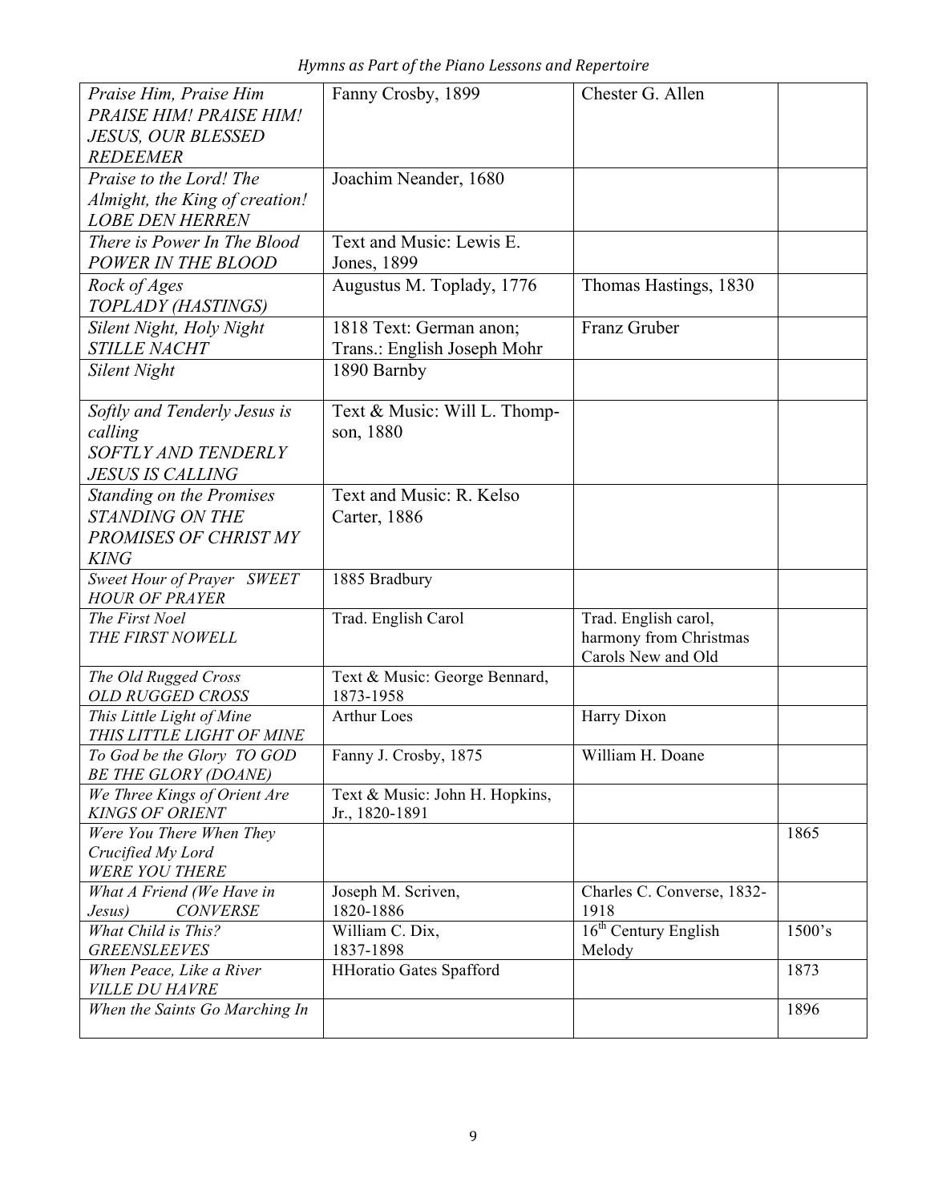| | | | |
|---|---|---|---|
| *Praise Him, Praise Him PRAISE HIM! PRAISE HIM! JESUS, OUR BLESSED REDEEMER* | Fanny Crosby, 1899 | Chester G. Allen | |
| *Praise to the Lord! The Almight, the King of creation! LOBE DEN HERREN* | Joachim Neander, 1680 | | |
| *There is Power In The Blood POWER IN THE BLOOD* | Text and Music: Lewis E. Jones, 1899 | | |
| *Rock of Ages TOPLADY (HASTINGS)* | Augustus M. Toplady, 1776 | Thomas Hastings, 1830 | |
| *Silent Night, Holy Night STILLE NACHT* | 1818 Text: German anon; Trans.: English Joseph Mohr | Franz Gruber | |
| *Silent Night* | 1890 Barnby | | |
| *Softly and Tenderly Jesus is calling SOFTLY AND TENDERLY JESUS IS CALLING* | Text & Music: Will L. Thompson, 1880 | | |
| *Standing on the Promises STANDING ON THE PROMISES OF CHRIST MY KING* | Text and Music: R. Kelso Carter, 1886 | | |
| *Sweet Hour of Prayer SWEET HOUR OF PRAYER* | 1885 Bradbury | | |
| *The First Noel THE FIRST NOWELL* | Trad. English Carol | Trad. English carol, harmony from Christmas Carols New and Old | |
| *The Old Rugged Cross OLD RUGGED CROSS* | Text & Music: George Bennard, 1873-1958 | | |
| *This Little Light of Mine THIS LITTLE LIGHT OF MINE* | Arthur Loes | Harry Dixon | |
| *To God be the Glory TO GOD BE THE GLORY (DOANE)* | Fanny J. Crosby, 1875 | William H. Doane | |
| *We Three Kings of Orient Are KINGS OF ORIENT* | Text & Music: John H. Hopkins, Jr., 1820-1891 | | |
| *Were You There When They Crucified My Lord WERE YOU THERE* | | | 1865 |
| *What A Friend (We Have in Jesus) CONVERSE* | Joseph M. Scriven, 1820-1886 | Charles C. Converse, 1832-1918 | |
| *What Child is This? GREENSLEEVES* | William C. Dix, 1837-1898 | 16th Century English Melody | 1500's |
| *When Peace, Like a River VILLE DU HAVRE* | HHoratio Gates Spafford | | 1873 |
| *When the Saints Go Marching In* | | | 1896 |